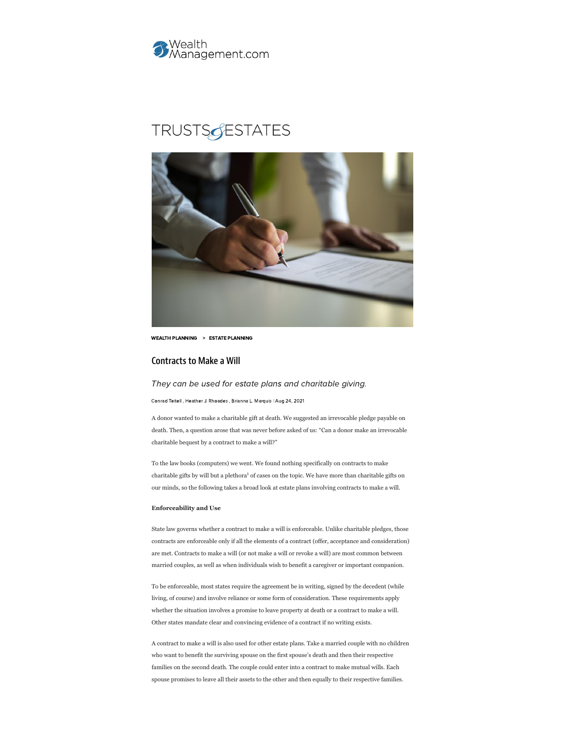WealthManagement.com

TRUSTS & ESTATES

WEALTH PLANNING > ESTATE PLANNING

# Contracts to Make a Will

*They can be used for estate plans and charitable giving.*

Conrad Teitell , Heather J. Rhoades , Brianna L. Marquis | Aug 24, 2021

A donor wanted to make a charitable gift at death. We suggested an irrevocable pledge payable on death. Then, a question arose that was never before asked of us: "Can a donor make an irrevocable charitable bequest by a contract to make a will?"

To the law books (computers) we went. We found nothing specifically on contracts to make charitable gifts by will but a plethora[1] of cases on the topic. We have more than charitable gifts on our minds, so the following takes a broad look at estate plans involving contracts to make a will.

**Enforceability and Use**

State law governs whether a contract to make a will is enforceable. Unlike charitable pledges, those contracts are enforceable only if all the elements of a contract (offer, acceptance and consideration) are met. Contracts to make a will (or not make a will or revoke a will) are most common between married couples, as well as when individuals wish to benefit a caregiver or important companion.

To be enforceable, most states require the agreement be in writing, signed by the decedent (while living, of course) and involve reliance or some form of consideration. These requirements apply whether the situation involves a promise to leave property at death or a contract to make a will. Other states mandate clear and convincing evidence of a contract if no writing exists.

A contract to make a will is also used for other estate plans. Take a married couple with no children who want to benefit the surviving spouse on the first spouse's death and then their respective families on the second death. The couple could enter into a contract to make mutual wills. Each spouse promises to leave all their assets to the other and then equally to their respective families.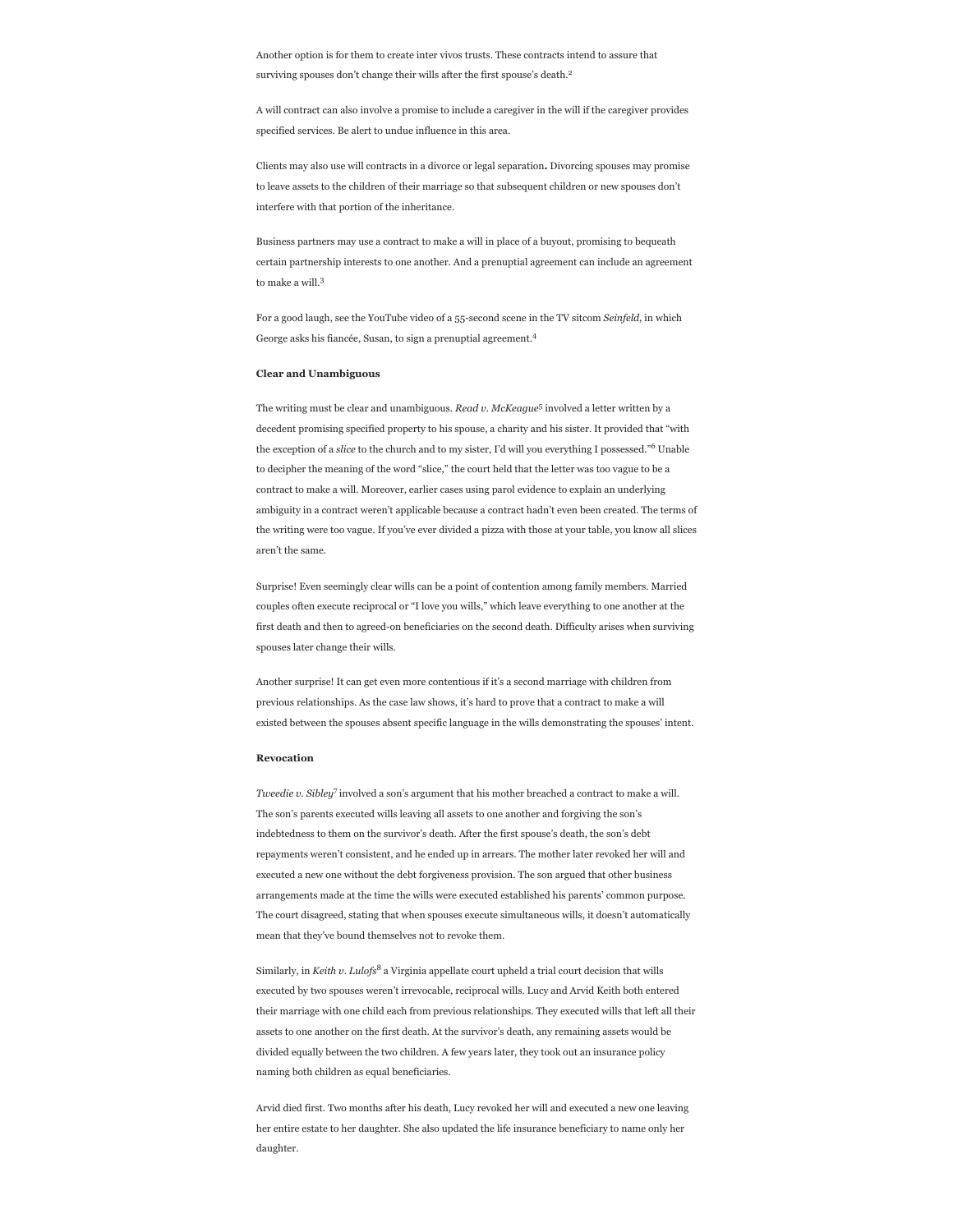Another option is for them to create inter vivos trusts. These contracts intend to assure that surviving spouses don't change their wills after the first spouse's death.[2]

A will contract can also involve a promise to include a caregiver in the will if the caregiver provides specified services. Be alert to undue influence in this area.

Clients may also use will contracts in a divorce or legal separation**.** Divorcing spouses may promise to leave assets to the children of their marriage so that subsequent children or new spouses don't interfere with that portion of the inheritance.

Business partners may use a contract to make a will in place of a buyout, promising to bequeath certain partnership interests to one another. And a prenuptial agreement can include an agreement to make a will.[3]

For a good laugh, see the YouTube video of a 55-second scene in the TV sitcom *Seinfeld*, in which George asks his fiancée, Susan, to sign a prenuptial agreement.[4]

**Clear and Unambiguous**

The writing must be clear and unambiguous. *Read v. McKeague*[5] involved a letter written by a decedent promising specified property to his spouse, a charity and his sister. It provided that "with the exception of a *slice* to the church and to my sister, I'd will you everything I possessed."[6] Unable to decipher the meaning of the word "slice," the court held that the letter was too vague to be a contract to make a will. Moreover, earlier cases using parol evidence to explain an underlying ambiguity in a contract weren't applicable because a contract hadn't even been created. The terms of the writing were too vague. If you've ever divided a pizza with those at your table, you know all slices aren't the same.

Surprise! Even seemingly clear wills can be a point of contention among family members. Married couples often execute reciprocal or "I love you wills," which leave everything to one another at the first death and then to agreed-on beneficiaries on the second death. Difficulty arises when surviving spouses later change their wills.

Another surprise! It can get even more contentious if it's a second marriage with children from previous relationships. As the case law shows, it's hard to prove that a contract to make a will existed between the spouses absent specific language in the wills demonstrating the spouses' intent.

**Revocation**

*Tweedie v. Sibley*[7] involved a son's argument that his mother breached a contract to make a will. The son's parents executed wills leaving all assets to one another and forgiving the son's indebtedness to them on the survivor's death. After the first spouse's death, the son's debt repayments weren't consistent, and he ended up in arrears. The mother later revoked her will and executed a new one without the debt forgiveness provision. The son argued that other business arrangements made at the time the wills were executed established his parents' common purpose. The court disagreed, stating that when spouses execute simultaneous wills, it doesn't automatically mean that they've bound themselves not to revoke them.

Similarly, in *Keith v. Lulofs*[8] a Virginia appellate court upheld a trial court decision that wills executed by two spouses weren't irrevocable, reciprocal wills. Lucy and Arvid Keith both entered their marriage with one child each from previous relationships. They executed wills that left all their assets to one another on the first death. At the survivor's death, any remaining assets would be divided equally between the two children. A few years later, they took out an insurance policy naming both children as equal beneficiaries.

Arvid died first. Two months after his death, Lucy revoked her will and executed a new one leaving her entire estate to her daughter. She also updated the life insurance beneficiary to name only her daughter.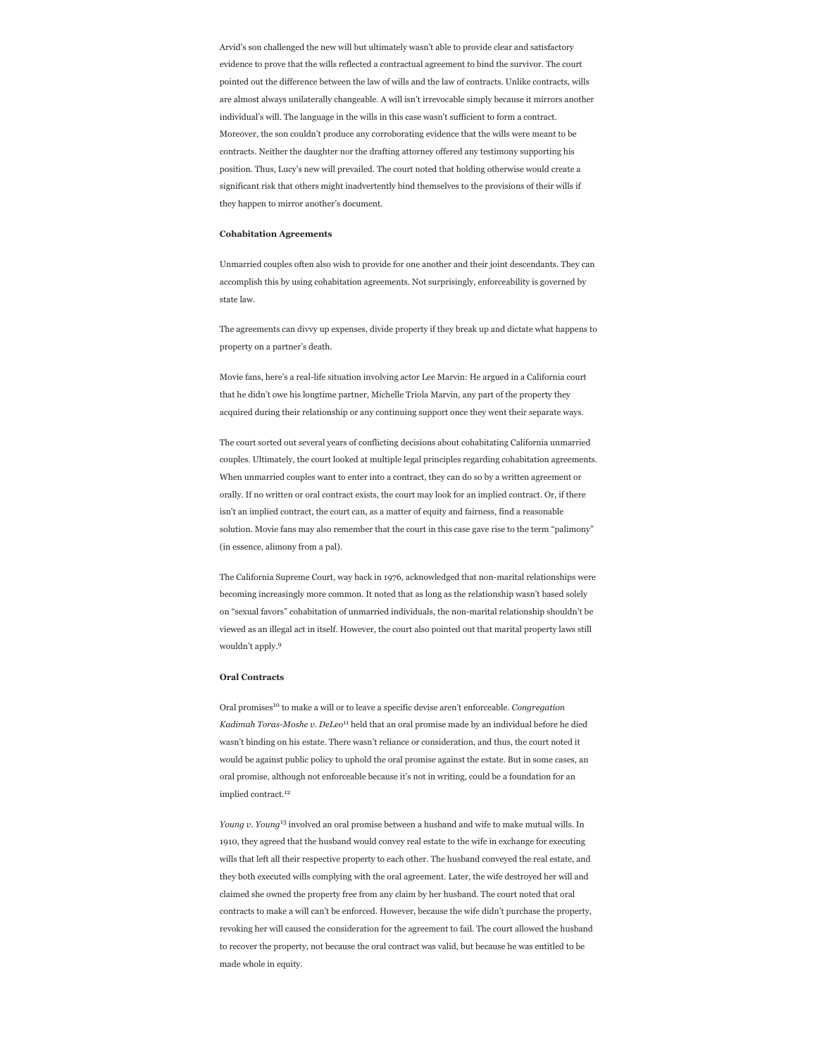Arvid's son challenged the new will but ultimately wasn't able to provide clear and satisfactory evidence to prove that the wills reflected a contractual agreement to bind the survivor. The court pointed out the difference between the law of wills and the law of contracts. Unlike contracts, wills are almost always unilaterally changeable. A will isn't irrevocable simply because it mirrors another individual's will. The language in the wills in this case wasn't sufficient to form a contract. Moreover, the son couldn't produce any corroborating evidence that the wills were meant to be contracts. Neither the daughter nor the drafting attorney offered any testimony supporting his position. Thus, Lucy's new will prevailed. The court noted that holding otherwise would create a significant risk that others might inadvertently bind themselves to the provisions of their wills if they happen to mirror another's document.

**Cohabitation Agreements**

Unmarried couples often also wish to provide for one another and their joint descendants. They can accomplish this by using cohabitation agreements. Not surprisingly, enforceability is governed by state law.

The agreements can divvy up expenses, divide property if they break up and dictate what happens to property on a partner's death.

Movie fans, here's a real-life situation involving actor Lee Marvin: He argued in a California court that he didn't owe his longtime partner, Michelle Triola Marvin, any part of the property they acquired during their relationship or any continuing support once they went their separate ways.

The court sorted out several years of conflicting decisions about cohabitating California unmarried couples. Ultimately, the court looked at multiple legal principles regarding cohabitation agreements. When unmarried couples want to enter into a contract, they can do so by a written agreement or orally. If no written or oral contract exists, the court may look for an implied contract. Or, if there isn't an implied contract, the court can, as a matter of equity and fairness, find a reasonable solution. Movie fans may also remember that the court in this case gave rise to the term "palimony" (in essence, alimony from a pal).

The California Supreme Court, way back in 1976, acknowledged that non-marital relationships were becoming increasingly more common. It noted that as long as the relationship wasn't based solely on "sexual favors" cohabitation of unmarried individuals, the non-marital relationship shouldn't be viewed as an illegal act in itself. However, the court also pointed out that marital property laws still wouldn't apply.[9]

**Oral Contracts**

Oral promises[10] to make a will or to leave a specific devise aren't enforceable. *Congregation Kadimah Toras-Moshe v. DeLeo*[11] held that an oral promise made by an individual before he died wasn't binding on his estate. There wasn't reliance or consideration, and thus, the court noted it would be against public policy to uphold the oral promise against the estate. But in some cases, an oral promise, although not enforceable because it's not in writing, could be a foundation for an implied contract.[12]

*Young v. Young*[13] involved an oral promise between a husband and wife to make mutual wills. In 1910, they agreed that the husband would convey real estate to the wife in exchange for executing wills that left all their respective property to each other. The husband conveyed the real estate, and they both executed wills complying with the oral agreement. Later, the wife destroyed her will and claimed she owned the property free from any claim by her husband. The court noted that oral contracts to make a will can't be enforced. However, because the wife didn't purchase the property, revoking her will caused the consideration for the agreement to fail. The court allowed the husband to recover the property, not because the oral contract was valid, but because he was entitled to be made whole in equity.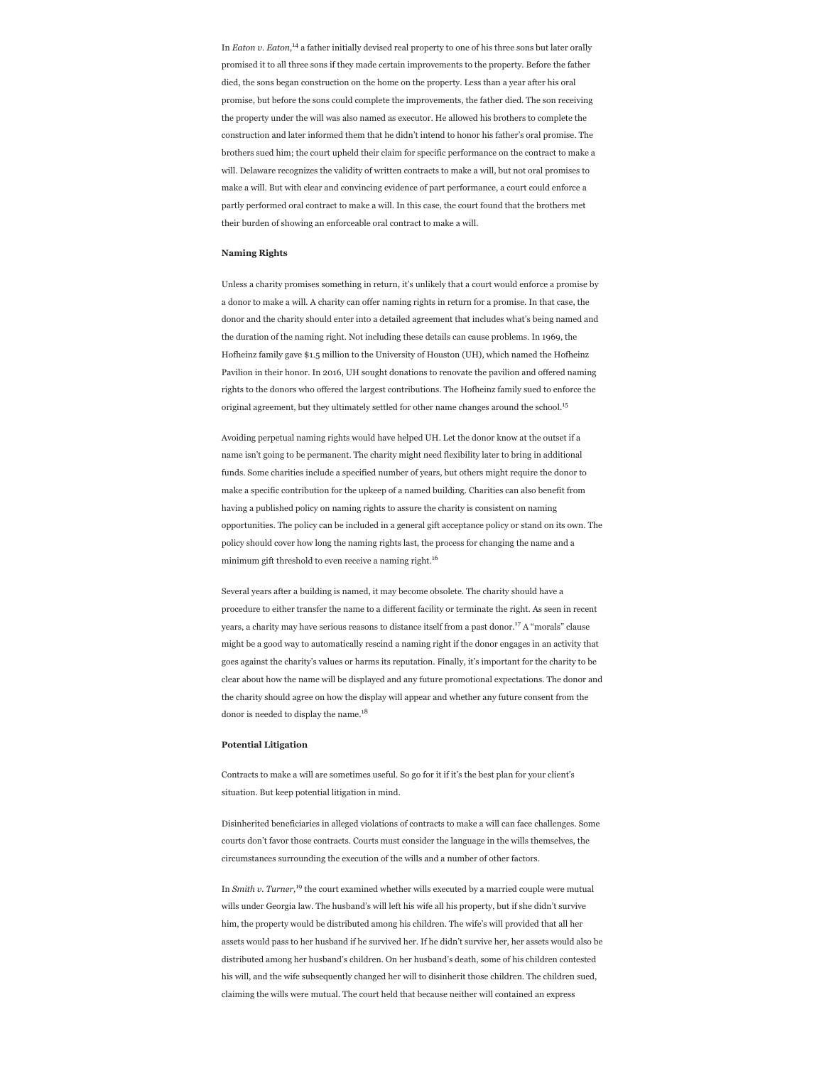In *Eaton v. Eaton*,[14] a father initially devised real property to one of his three sons but later orally promised it to all three sons if they made certain improvements to the property. Before the father died, the sons began construction on the home on the property. Less than a year after his oral promise, but before the sons could complete the improvements, the father died. The son receiving the property under the will was also named as executor. He allowed his brothers to complete the construction and later informed them that he didn't intend to honor his father's oral promise. The brothers sued him; the court upheld their claim for specific performance on the contract to make a will. Delaware recognizes the validity of written contracts to make a will, but not oral promises to make a will. But with clear and convincing evidence of part performance, a court could enforce a partly performed oral contract to make a will. In this case, the court found that the brothers met their burden of showing an enforceable oral contract to make a will.

**Naming Rights**

Unless a charity promises something in return, it's unlikely that a court would enforce a promise by a donor to make a will. A charity can offer naming rights in return for a promise. In that case, the donor and the charity should enter into a detailed agreement that includes what's being named and the duration of the naming right. Not including these details can cause problems. In 1969, the Hofheinz family gave $1.5 million to the University of Houston (UH), which named the Hofheinz Pavilion in their honor. In 2016, UH sought donations to renovate the pavilion and offered naming rights to the donors who offered the largest contributions. The Hofheinz family sued to enforce the original agreement, but they ultimately settled for other name changes around the school.[15]

Avoiding perpetual naming rights would have helped UH. Let the donor know at the outset if a name isn't going to be permanent. The charity might need flexibility later to bring in additional funds. Some charities include a specified number of years, but others might require the donor to make a specific contribution for the upkeep of a named building. Charities can also benefit from having a published policy on naming rights to assure the charity is consistent on naming opportunities. The policy can be included in a general gift acceptance policy or stand on its own. The policy should cover how long the naming rights last, the process for changing the name and a minimum gift threshold to even receive a naming right.[16]

Several years after a building is named, it may become obsolete. The charity should have a procedure to either transfer the name to a different facility or terminate the right. As seen in recent years, a charity may have serious reasons to distance itself from a past donor.[17] A "morals" clause might be a good way to automatically rescind a naming right if the donor engages in an activity that goes against the charity's values or harms its reputation. Finally, it's important for the charity to be clear about how the name will be displayed and any future promotional expectations. The donor and the charity should agree on how the display will appear and whether any future consent from the donor is needed to display the name.[18]

**Potential Litigation**

Contracts to make a will are sometimes useful. So go for it if it's the best plan for your client's situation. But keep potential litigation in mind.

Disinherited beneficiaries in alleged violations of contracts to make a will can face challenges. Some courts don't favor those contracts. Courts must consider the language in the wills themselves, the circumstances surrounding the execution of the wills and a number of other factors.

In *Smith v. Turner*,[19] the court examined whether wills executed by a married couple were mutual wills under Georgia law. The husband's will left his wife all his property, but if she didn't survive him, the property would be distributed among his children. The wife's will provided that all her assets would pass to her husband if he survived her. If he didn't survive her, her assets would also be distributed among her husband's children. On her husband's death, some of his children contested his will, and the wife subsequently changed her will to disinherit those children. The children sued, claiming the wills were mutual. The court held that because neither will contained an express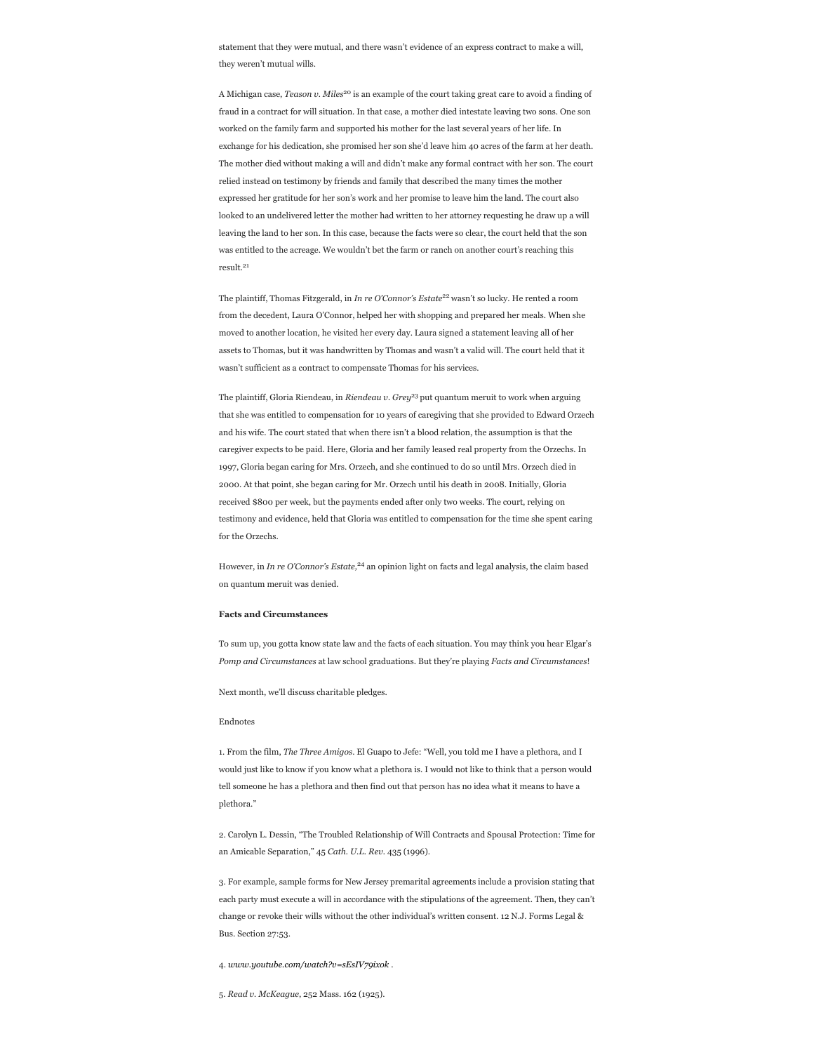statement that they were mutual, and there wasn't evidence of an express contract to make a will, they weren't mutual wills.

A Michigan case, *Teason v. Miles*[20] is an example of the court taking great care to avoid a finding of fraud in a contract for will situation. In that case, a mother died intestate leaving two sons. One son worked on the family farm and supported his mother for the last several years of her life. In exchange for his dedication, she promised her son she'd leave him 40 acres of the farm at her death. The mother died without making a will and didn't make any formal contract with her son. The court relied instead on testimony by friends and family that described the many times the mother expressed her gratitude for her son's work and her promise to leave him the land. The court also looked to an undelivered letter the mother had written to her attorney requesting he draw up a will leaving the land to her son. In this case, because the facts were so clear, the court held that the son was entitled to the acreage. We wouldn't bet the farm or ranch on another court's reaching this result.[21]

The plaintiff, Thomas Fitzgerald, in *In re O'Connor's Estate*[22] wasn't so lucky. He rented a room from the decedent, Laura O'Connor, helped her with shopping and prepared her meals. When she moved to another location, he visited her every day. Laura signed a statement leaving all of her assets to Thomas, but it was handwritten by Thomas and wasn't a valid will. The court held that it wasn't sufficient as a contract to compensate Thomas for his services.

The plaintiff, Gloria Riendeau, in *Riendeau v. Grey*[23] put quantum meruit to work when arguing that she was entitled to compensation for 10 years of caregiving that she provided to Edward Orzech and his wife. The court stated that when there isn't a blood relation, the assumption is that the caregiver expects to be paid. Here, Gloria and her family leased real property from the Orzechs. In 1997, Gloria began caring for Mrs. Orzech, and she continued to do so until Mrs. Orzech died in 2000. At that point, she began caring for Mr. Orzech until his death in 2008. Initially, Gloria received $800 per week, but the payments ended after only two weeks. The court, relying on testimony and evidence, held that Gloria was entitled to compensation for the time she spent caring for the Orzechs.

However, in *In re O'Connor's Estate*,[24] an opinion light on facts and legal analysis, the claim based on quantum meruit was denied.

**Facts and Circumstances**

To sum up, you gotta know state law and the facts of each situation. You may think you hear Elgar's *Pomp and Circumstances* at law school graduations. But they're playing *Facts and Circumstances*!

Next month, we'll discuss charitable pledges.

Endnotes

1. From the film, *The Three Amigos*. El Guapo to Jefe: "Well, you told me I have a plethora, and I would just like to know if you know what a plethora is. I would not like to think that a person would tell someone he has a plethora and then find out that person has no idea what it means to have a plethora."

2. Carolyn L. Dessin, "The Troubled Relationship of Will Contracts and Spousal Protection: Time for an Amicable Separation," 45 *Cath. U.L. Rev.* 435 (1996).

3. For example, sample forms for New Jersey premarital agreements include a provision stating that each party must execute a will in accordance with the stipulations of the agreement. Then, they can't change or revoke their wills without the other individual's written consent. 12 N.J. Forms Legal & Bus. Section 27:53.

4. *www.youtube.com/watch?v=sEsIV79ixok* .

5. *Read v. McKeague*, 252 Mass. 162 (1925).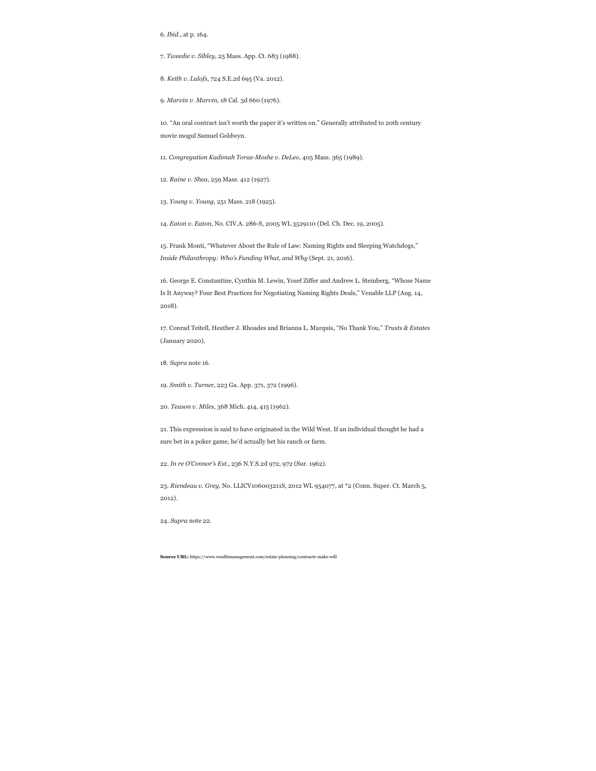6. *Ibid.*, at p. 164.

7. *Tweedie v. Sibley*, 25 Mass. App. Ct. 683 (1988).

8. *Keith v. Lulofs*, 724 S.E.2d 695 (Va. 2012).

9. *Marvin v. Marvin*, 18 Cal. 3d 660 (1976).

10. "An oral contract isn't worth the paper it's written on." Generally attributed to 20th century movie mogul Samuel Goldwyn.

11. *Congregation Kadimah Toras-Moshe v. DeLeo*, 405 Mass. 365 (1989).

12. *Raine v. Shea*, 259 Mass. 412 (1927).

13. *Young v. Young*, 251 Mass. 218 (1925).

14. *Eaton v. Eaton*, No. CIV.A. 286-S, 2005 WL 3529110 (Del. Ch. Dec. 19, 2005).

15. Frank Monti, "Whatever About the Rule of Law: Naming Rights and Sleeping Watchdogs," *Inside Philanthropy: Who's Funding What, and Why* (Sept. 21, 2016).

16. George E. Constantine, Cynthia M. Lewin, Yosef Ziffer and Andrew L. Steinberg, "Whose Name Is It Anyway? Four Best Practices for Negotiating Naming Rights Deals," Venable LLP (Aug. 14, 2018).

17. Conrad Teitell, Heather J. Rhoades and Brianna L. Marquis, "No Thank You," *Trusts & Estates* (January 2020).

18. *Supra* note 16.

19. *Smith v. Turner*, 223 Ga. App. 371, 372 (1996).

20. *Teason v. Miles*, 368 Mich. 414, 415 (1962).

21. This expression is said to have originated in the Wild West. If an individual thought he had a sure bet in a poker game, he'd actually bet his ranch or farm.

22. *In re O'Connor's Est.*, 236 N.Y.S.2d 972, 972 (Sur. 1962).

23. *Riendeau v. Grey*, No. LLICV106003211S, 2012 WL 954077, at *2 (Conn. Super. Ct. March 5, 2012).

24. *Supra* note 22.

**Source URL:** https://www.wealthmanagement.com/estate-planning/contracts-make-will